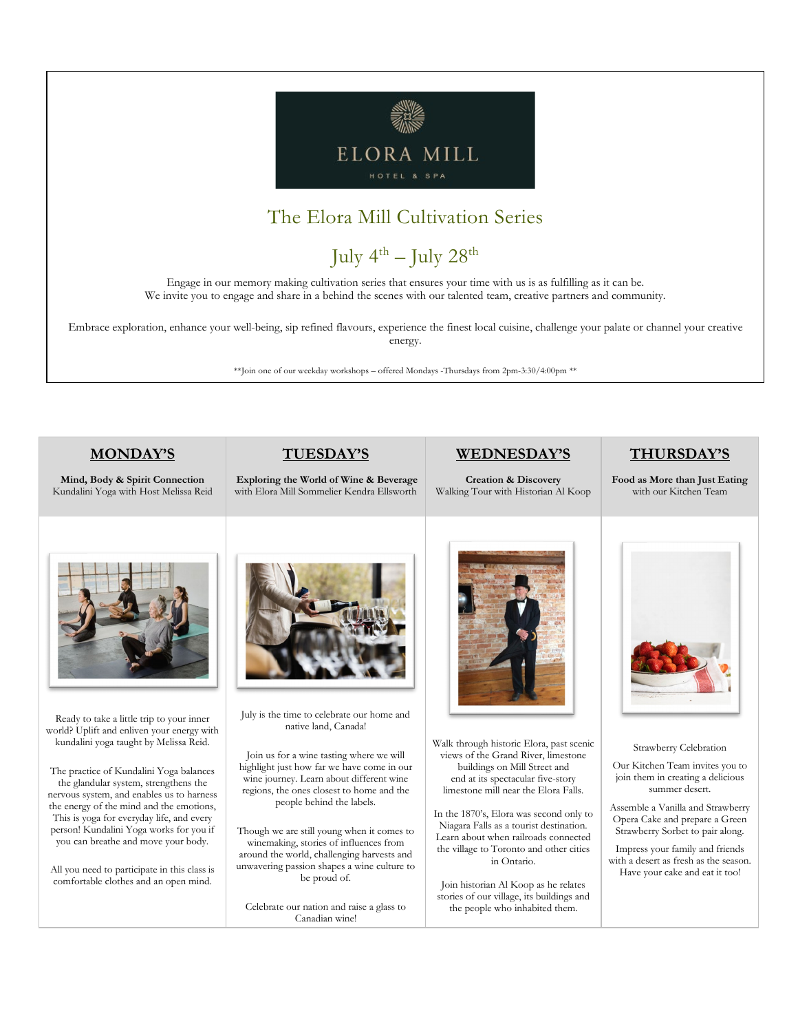ELORA MILL

HOTEL & SPA

# The Elora Mill Cultivation Series

## July 4th – July 28th

Engage in our memory making cultivation series that ensures your time with us is as fulfilling as it can be.
We invite you to engage and share in a behind the scenes with our talented team, creative partners and community.

Embrace exploration, enhance your well-being, sip refined flavours, experience the finest local cuisine, challenge your palate or channel your creative energy.

**Join one of our weekday workshops – offered Mondays -Thursdays from 2pm-3:30/4:00pm **

## MONDAY'S

**Mind, Body & Spirit Connection**
Kundalini Yoga with Host Melissa Reid

Ready to take a little trip to your inner world? Uplift and enliven your energy with kundalini yoga taught by Melissa Reid.

The practice of Kundalini Yoga balances the glandular system, strengthens the nervous system, and enables us to harness the energy of the mind and the emotions, This is yoga for everyday life, and every person! Kundalini Yoga works for you if you can breathe and move your body.

All you need to participate in this class is comfortable clothes and an open mind.

## TUESDAY'S

**Exploring the World of Wine & Beverage**
with Elora Mill Sommelier Kendra Ellsworth

July is the time to celebrate our home and native land, Canada!

Join us for a wine tasting where we will highlight just how far we have come in our wine journey. Learn about different wine regions, the ones closest to home and the people behind the labels.

Though we are still young when it comes to winemaking, stories of influences from around the world, challenging harvests and unwavering passion shapes a wine culture to be proud of.

Celebrate our nation and raise a glass to Canadian wine!

## WEDNESDAY'S

**Creation & Discovery**
Walking Tour with Historian Al Koop

Walk through historic Elora, past scenic views of the Grand River, limestone buildings on Mill Street and end at its spectacular five-story limestone mill near the Elora Falls.

In the 1870's, Elora was second only to Niagara Falls as a tourist destination. Learn about when railroads connected the village to Toronto and other cities in Ontario.

Join historian Al Koop as he relates stories of our village, its buildings and the people who inhabited them.

## THURSDAY'S

**Food as More than Just Eating**
with our Kitchen Team

Strawberry Celebration

Our Kitchen Team invites you to join them in creating a delicious summer desert.

Assemble a Vanilla and Strawberry Opera Cake and prepare a Green Strawberry Sorbet to pair along.

Impress your family and friends with a desert as fresh as the season. Have your cake and eat it too!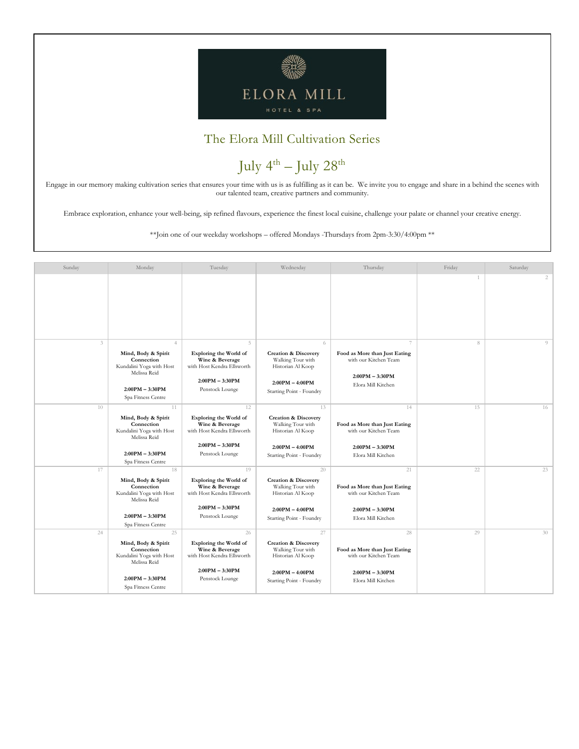ELORA MILL

HOTEL & SPA

# The Elora Mill Cultivation Series

## July 4th – July 28th

Engage in our memory making cultivation series that ensures your time with us is as fulfilling as it can be. We invite you to engage and share in a behind the scenes with our talented team, creative partners and community.

Embrace exploration, enhance your well-being, sip refined flavours, experience the finest local cuisine, challenge your palate or channel your creative energy.

**Join one of our weekday workshops – offered Mondays -Thursdays from 2pm-3:30/4:00pm **

| Sunday | Monday | Tuesday | Wednesday | Thursday | Friday | Saturday |
|---|---|---|---|---|---|---|
| | | | | | 1 | 2 |
| 3 | 4<br>**Mind, Body & Spirit Connection**<br>Kundalini Yoga with Host Melissa Reid<br>**2:00PM – 3:30PM**<br>Spa Fitness Centre | 5<br>**Exploring the World of Wine & Beverage**<br>with Host Kendra Ellsworth<br>**2:00PM – 3:30PM**<br>Penstock Lounge | 6<br>**Creation & Discovery**<br>Walking Tour with Historian Al Koop<br>**2:00PM – 4:00PM**<br>Starting Point - Foundry | 7<br>**Food as More than Just Eating**<br>with our Kitchen Team<br>**2:00PM – 3:30PM**<br>Elora Mill Kitchen | 8 | 9 |
| 10 | 11<br>**Mind, Body & Spirit Connection**<br>Kundalini Yoga with Host Melissa Reid<br>**2:00PM – 3:30PM**<br>Spa Fitness Centre | 12<br>**Exploring the World of Wine & Beverage**<br>with Host Kendra Ellsworth<br>**2:00PM – 3:30PM**<br>Penstock Lounge | 13<br>**Creation & Discovery**<br>Walking Tour with Historian Al Koop<br>**2:00PM – 4:00PM**<br>Starting Point - Foundry | 14<br>**Food as More than Just Eating**<br>with our Kitchen Team<br>**2:00PM – 3:30PM**<br>Elora Mill Kitchen | 15 | 16 |
| 17 | 18<br>**Mind, Body & Spirit Connection**<br>Kundalini Yoga with Host Melissa Reid<br>**2:00PM – 3:30PM**<br>Spa Fitness Centre | 19<br>**Exploring the World of Wine & Beverage**<br>with Host Kendra Ellsworth<br>**2:00PM – 3:30PM**<br>Penstock Lounge | 20<br>**Creation & Discovery**<br>Walking Tour with Historian Al Koop<br>**2:00PM – 4:00PM**<br>Starting Point - Foundry | 21<br>**Food as More than Just Eating**<br>with our Kitchen Team<br>**2:00PM – 3:30PM**<br>Elora Mill Kitchen | 22 | 23 |
| 24 | 25<br>**Mind, Body & Spirit Connection**<br>Kundalini Yoga with Host Melissa Reid<br>**2:00PM – 3:30PM**<br>Spa Fitness Centre | 26<br>**Exploring the World of Wine & Beverage**<br>with Host Kendra Ellsworth<br>**2:00PM – 3:30PM**<br>Penstock Lounge | 27<br>**Creation & Discovery**<br>Walking Tour with Historian Al Koop<br>**2:00PM – 4:00PM**<br>Starting Point - Foundry | 28<br>**Food as More than Just Eating**<br>with our Kitchen Team<br>**2:00PM – 3:30PM**<br>Elora Mill Kitchen | 29 | 30 |